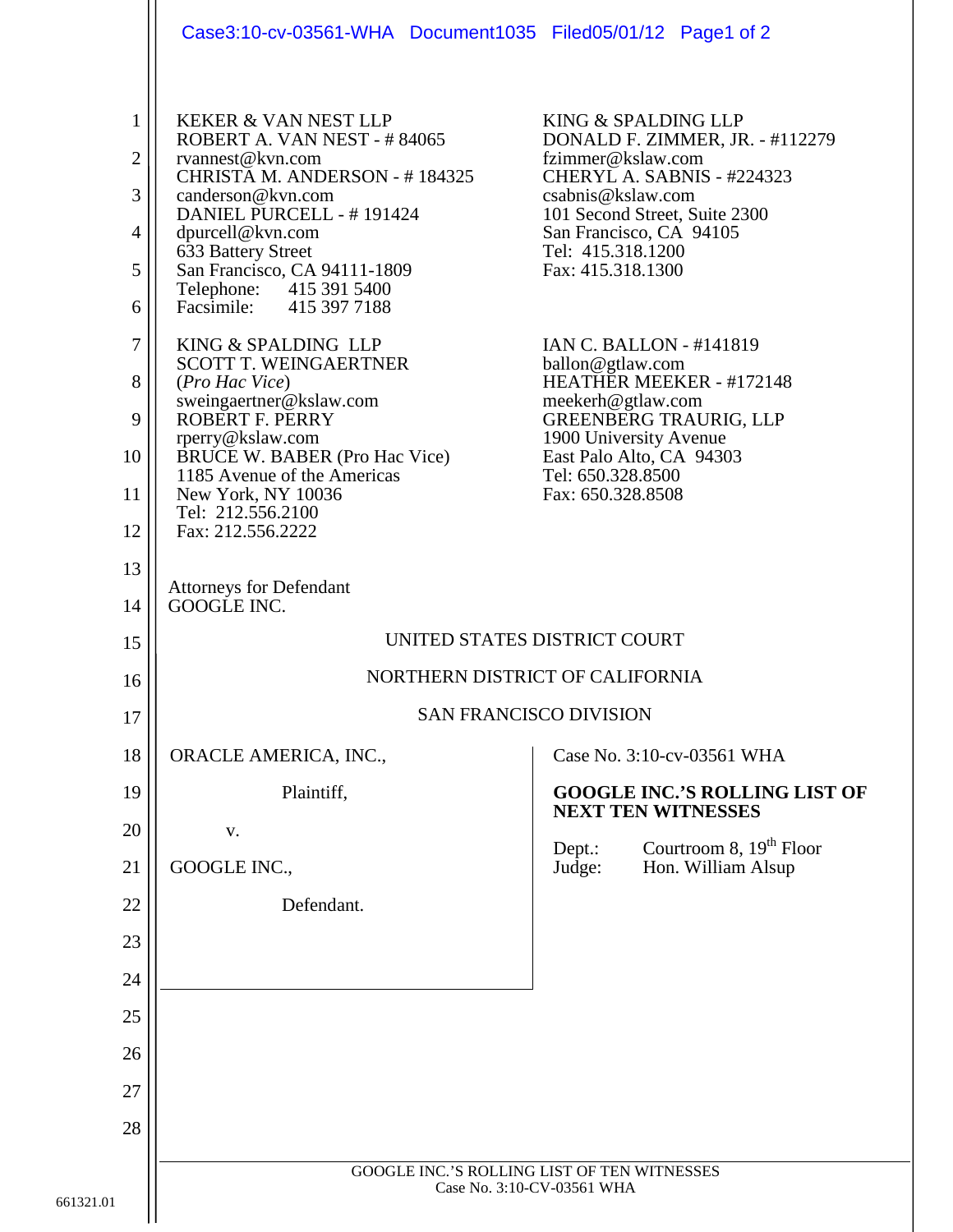KEKER & VAN NEST LLP
ROBERT A. VAN NEST - # 84065
rvannest@kvn.com
CHRISTA M. ANDERSON - # 184325
canderson@kvn.com
DANIEL PURCELL - # 191424
dpurcell@kvn.com
633 Battery Street
San Francisco, CA 94111-1809
Telephone: 415 391 5400
Facsimile: 415 397 7188

KING & SPALDING LLP
SCOTT T. WEINGAERTNER
(*Pro Hac Vice*)
sweingaertner@kslaw.com
ROBERT F. PERRY
rperry@kslaw.com
BRUCE W. BABER (Pro Hac Vice)
1185 Avenue of the Americas
New York, NY 10036
Tel: 212.556.2100
Fax: 212.556.2222

KING & SPALDING LLP
DONALD F. ZIMMER, JR. - #112279
fzimmer@kslaw.com
CHERYL A. SABNIS - #224323
csabnis@kslaw.com
101 Second Street, Suite 2300
San Francisco, CA 94105
Tel: 415.318.1200
Fax: 415.318.1300

IAN C. BALLON - #141819
ballon@gtlaw.com
HEATHER MEEKER - #172148
meekerh@gtlaw.com
GREENBERG TRAURIG, LLP
1900 University Avenue
East Palo Alto, CA 94303
Tel: 650.328.8500
Fax: 650.328.8508

Attorneys for Defendant
GOOGLE INC.

UNITED STATES DISTRICT COURT

NORTHERN DISTRICT OF CALIFORNIA

SAN FRANCISCO DIVISION

ORACLE AMERICA, INC.,

Plaintiff,

v.

GOOGLE INC.,

Defendant.

Case No. 3:10-cv-03561 WHA

**GOOGLE INC.'S ROLLING LIST OF NEXT TEN WITNESSES**

Dept.: Courtroom 8, 19th Floor
Judge: Hon. William Alsup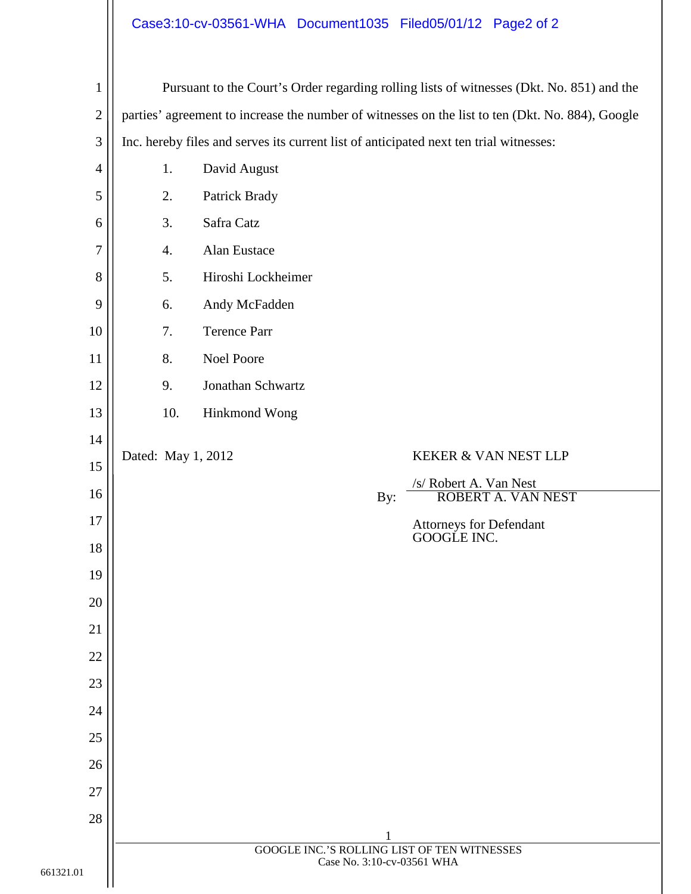Pursuant to the Court's Order regarding rolling lists of witnesses (Dkt. No. 851) and the parties' agreement to increase the number of witnesses on the list to ten (Dkt. No. 884), Google Inc. hereby files and serves its current list of anticipated next ten trial witnesses:

1. David August
2. Patrick Brady
3. Safra Catz
4. Alan Eustace
5. Hiroshi Lockheimer
6. Andy McFadden
7. Terence Parr
8. Noel Poore
9. Jonathan Schwartz
10. Hinkmond Wong

Dated: May 1, 2012

KEKER & VAN NEST LLP

By: /s/ Robert A. Van Nest
ROBERT A. VAN NEST

Attorneys for Defendant
GOOGLE INC.